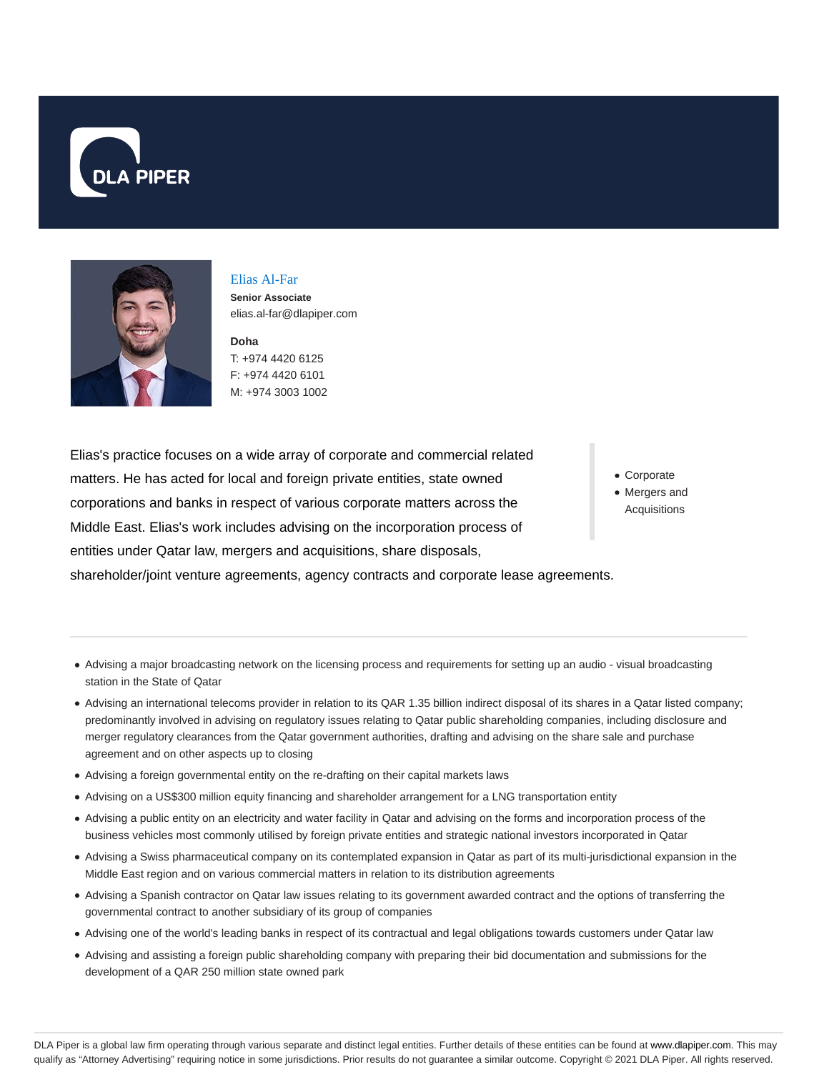DLA PIPER

## Elias Al-Far

**Senior Associate**
elias.al-far@dlapiper.com

**Doha**
T: +974 4420 6125
F: +974 4420 6101
M: +974 3003 1002

Elias's practice focuses on a wide array of corporate and commercial related matters. He has acted for local and foreign private entities, state owned corporations and banks in respect of various corporate matters across the Middle East. Elias's work includes advising on the incorporation process of entities under Qatar law, mergers and acquisitions, share disposals, shareholder/joint venture agreements, agency contracts and corporate lease agreements.

- Corporate
- Mergers and Acquisitions

---

- Advising a major broadcasting network on the licensing process and requirements for setting up an audio - visual broadcasting station in the State of Qatar
- Advising an international telecoms provider in relation to its QAR 1.35 billion indirect disposal of its shares in a Qatar listed company; predominantly involved in advising on regulatory issues relating to Qatar public shareholding companies, including disclosure and merger regulatory clearances from the Qatar government authorities, drafting and advising on the share sale and purchase agreement and on other aspects up to closing
- Advising a foreign governmental entity on the re-drafting on their capital markets laws
- Advising on a US$300 million equity financing and shareholder arrangement for a LNG transportation entity
- Advising a public entity on an electricity and water facility in Qatar and advising on the forms and incorporation process of the business vehicles most commonly utilised by foreign private entities and strategic national investors incorporated in Qatar
- Advising a Swiss pharmaceutical company on its contemplated expansion in Qatar as part of its multi-jurisdictional expansion in the Middle East region and on various commercial matters in relation to its distribution agreements
- Advising a Spanish contractor on Qatar law issues relating to its government awarded contract and the options of transferring the governmental contract to another subsidiary of its group of companies
- Advising one of the world's leading banks in respect of its contractual and legal obligations towards customers under Qatar law
- Advising and assisting a foreign public shareholding company with preparing their bid documentation and submissions for the development of a QAR 250 million state owned park

DLA Piper is a global law firm operating through various separate and distinct legal entities. Further details of these entities can be found at www.dlapiper.com. This may qualify as "Attorney Advertising" requiring notice in some jurisdictions. Prior results do not guarantee a similar outcome. Copyright © 2021 DLA Piper. All rights reserved.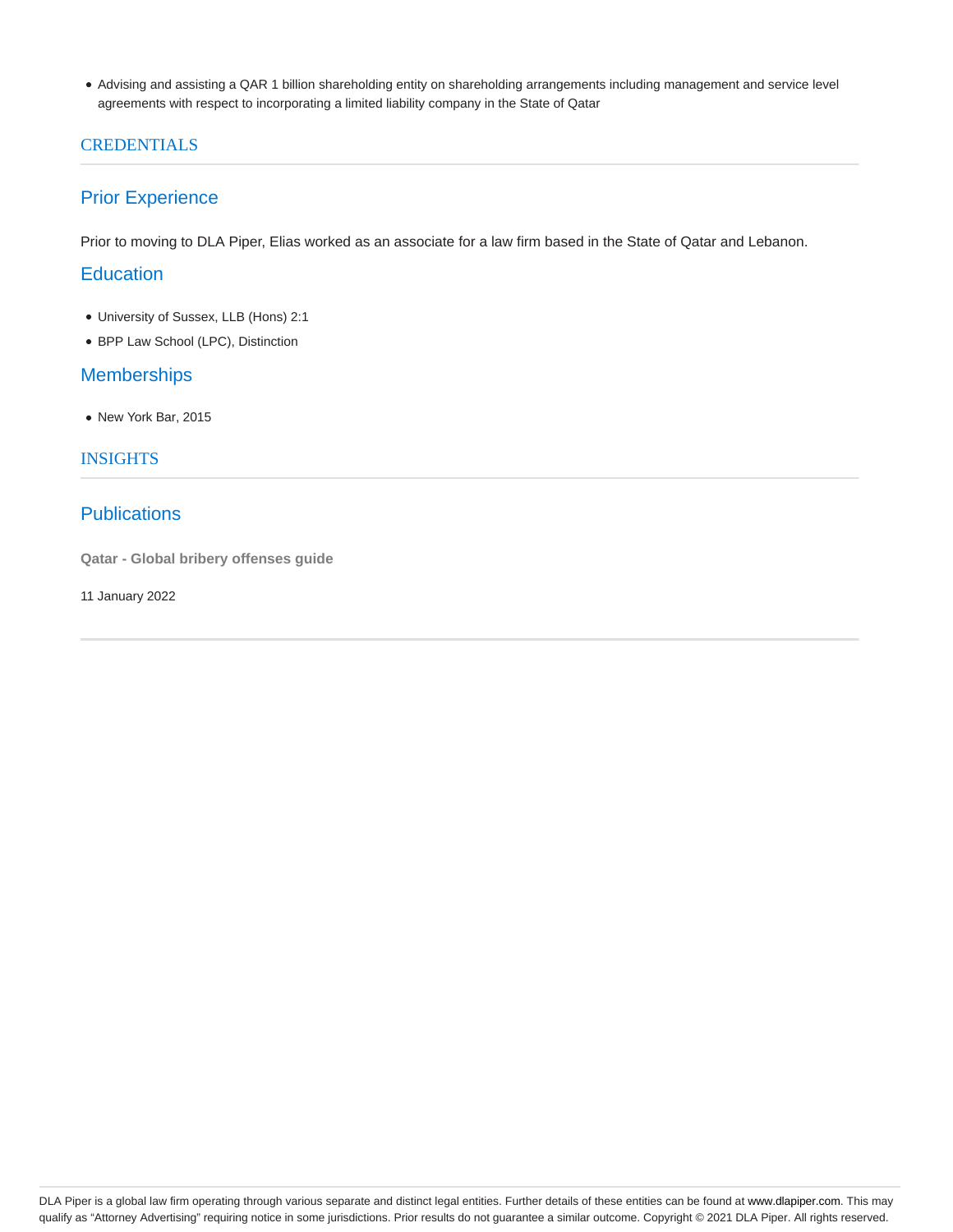- Advising and assisting a QAR 1 billion shareholding entity on shareholding arrangements including management and service level agreements with respect to incorporating a limited liability company in the State of Qatar

## CREDENTIALS

### Prior Experience

Prior to moving to DLA Piper, Elias worked as an associate for a law firm based in the State of Qatar and Lebanon.

### Education

- University of Sussex, LLB (Hons) 2:1
- BPP Law School (LPC), Distinction

### Memberships

- New York Bar, 2015

## INSIGHTS

### Publications

**Qatar - Global bribery offenses guide**

11 January 2022

DLA Piper is a global law firm operating through various separate and distinct legal entities. Further details of these entities can be found at www.dlapiper.com. This may qualify as "Attorney Advertising" requiring notice in some jurisdictions. Prior results do not guarantee a similar outcome. Copyright © 2021 DLA Piper. All rights reserved.